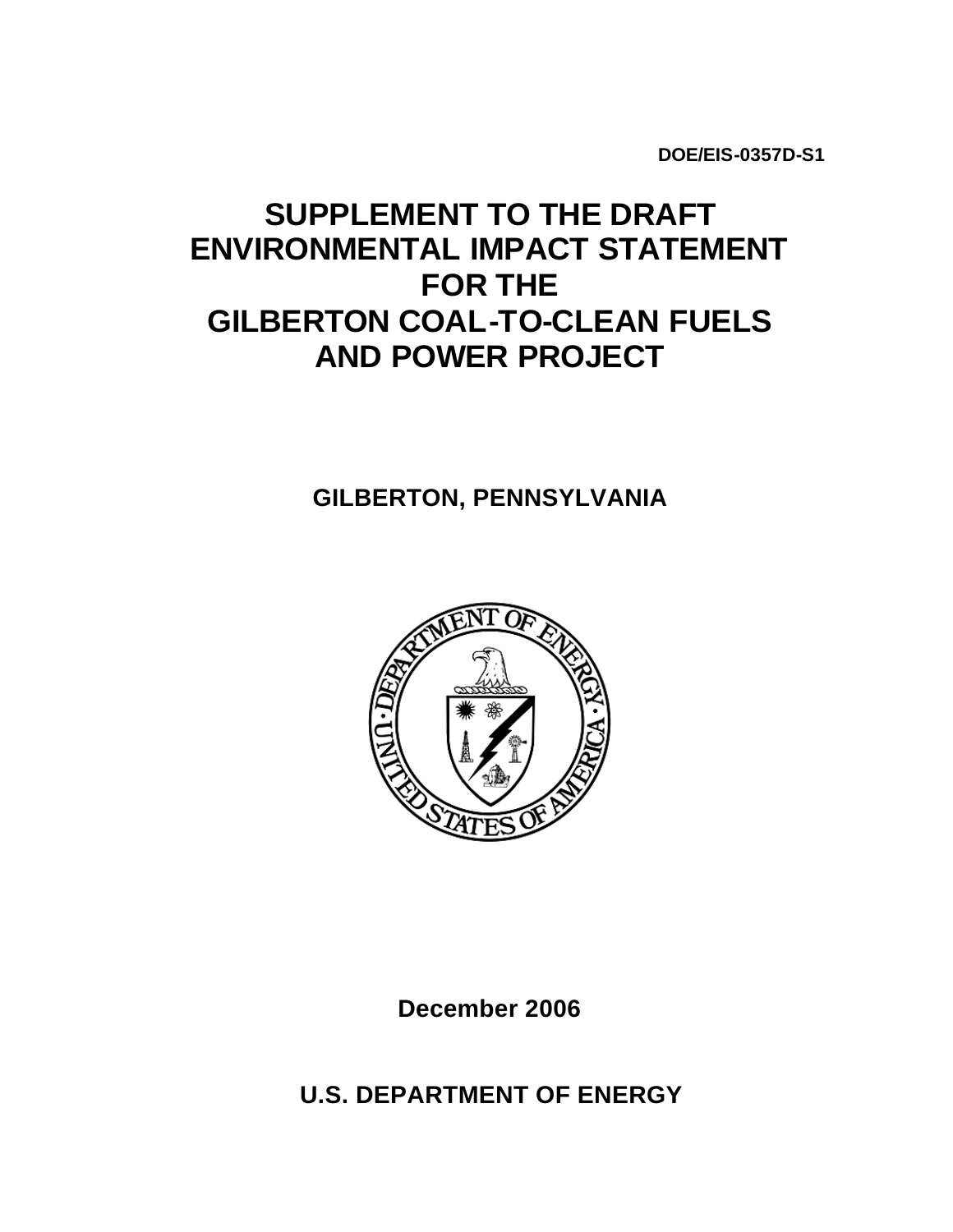DOE/EIS-0357D-S1

# SUPPLEMENT TO THE DRAFT ENVIRONMENTAL IMPACT STATEMENT FOR THE GILBERTON COAL-TO-CLEAN FUELS AND POWER PROJECT

## GILBERTON, PENNSYLVANIA

**December 2006**

**U.S. DEPARTMENT OF ENERGY**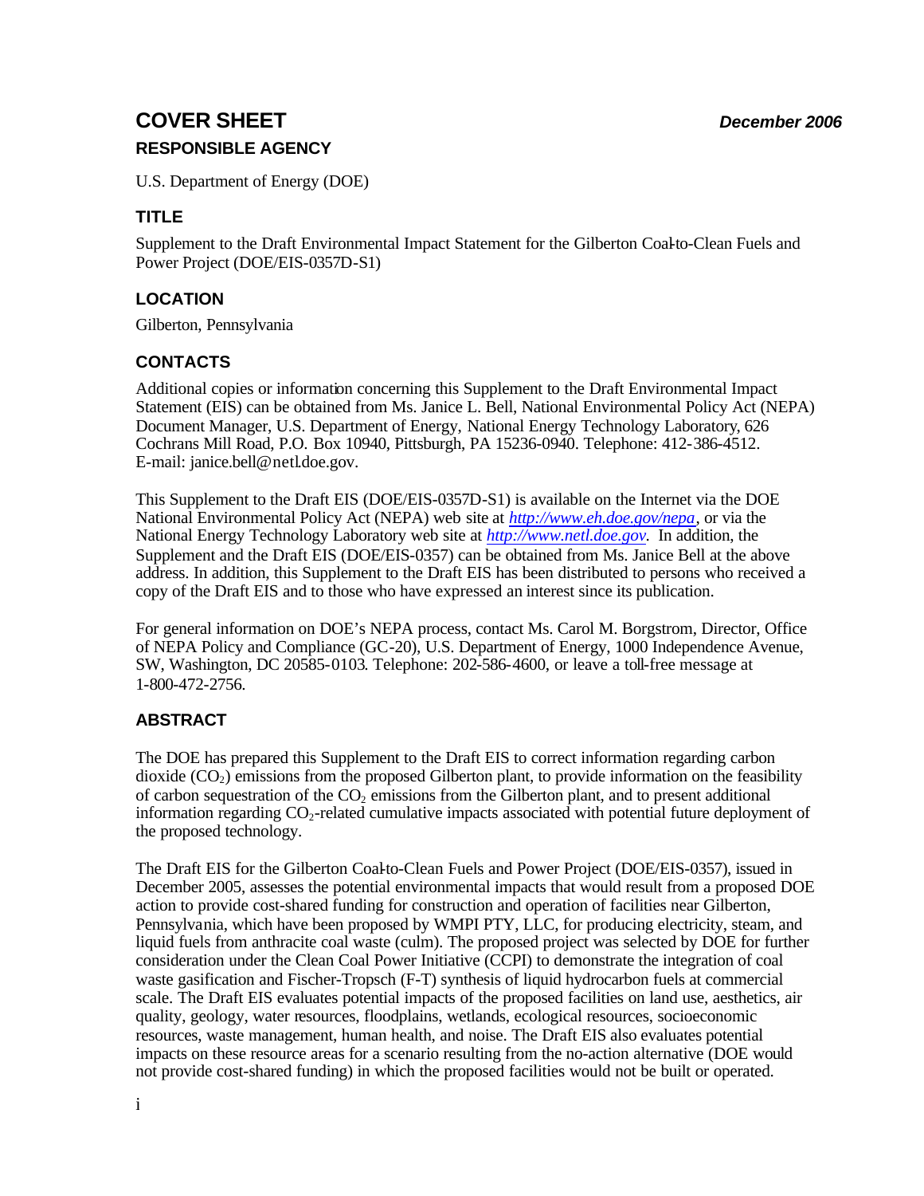# COVER SHEET

*December 2006*

## RESPONSIBLE AGENCY

U.S. Department of Energy (DOE)

## TITLE

Supplement to the Draft Environmental Impact Statement for the Gilberton Coal-to-Clean Fuels and Power Project (DOE/EIS-0357D-S1)

## LOCATION

Gilberton, Pennsylvania

## CONTACTS

Additional copies or information concerning this Supplement to the Draft Environmental Impact Statement (EIS) can be obtained from Ms. Janice L. Bell, National Environmental Policy Act (NEPA) Document Manager, U.S. Department of Energy, National Energy Technology Laboratory, 626 Cochrans Mill Road, P.O. Box 10940, Pittsburgh, PA 15236-0940. Telephone: 412-386-4512. E-mail: janice.bell@netl.doe.gov.

This Supplement to the Draft EIS (DOE/EIS-0357D-S1) is available on the Internet via the DOE National Environmental Policy Act (NEPA) web site at *http://www.eh.doe.gov/nepa*, or via the National Energy Technology Laboratory web site at *http://www.netl.doe.gov*. In addition, the Supplement and the Draft EIS (DOE/EIS-0357) can be obtained from Ms. Janice Bell at the above address. In addition, this Supplement to the Draft EIS has been distributed to persons who received a copy of the Draft EIS and to those who have expressed an interest since its publication.

For general information on DOE's NEPA process, contact Ms. Carol M. Borgstrom, Director, Office of NEPA Policy and Compliance (GC-20), U.S. Department of Energy, 1000 Independence Avenue, SW, Washington, DC 20585-0103. Telephone: 202-586-4600, or leave a toll-free message at 1-800-472-2756.

## ABSTRACT

The DOE has prepared this Supplement to the Draft EIS to correct information regarding carbon dioxide ($CO_2$) emissions from the proposed Gilberton plant, to provide information on the feasibility of carbon sequestration of the $CO_2$ emissions from the Gilberton plant, and to present additional information regarding $CO_2$-related cumulative impacts associated with potential future deployment of the proposed technology.

The Draft EIS for the Gilberton Coal-to-Clean Fuels and Power Project (DOE/EIS-0357), issued in December 2005, assesses the potential environmental impacts that would result from a proposed DOE action to provide cost-shared funding for construction and operation of facilities near Gilberton, Pennsylvania, which have been proposed by WMPI PTY, LLC, for producing electricity, steam, and liquid fuels from anthracite coal waste (culm). The proposed project was selected by DOE for further consideration under the Clean Coal Power Initiative (CCPI) to demonstrate the integration of coal waste gasification and Fischer-Tropsch (F-T) synthesis of liquid hydrocarbon fuels at commercial scale. The Draft EIS evaluates potential impacts of the proposed facilities on land use, aesthetics, air quality, geology, water resources, floodplains, wetlands, ecological resources, socioeconomic resources, waste management, human health, and noise. The Draft EIS also evaluates potential impacts on these resource areas for a scenario resulting from the no-action alternative (DOE would not provide cost-shared funding) in which the proposed facilities would not be built or operated.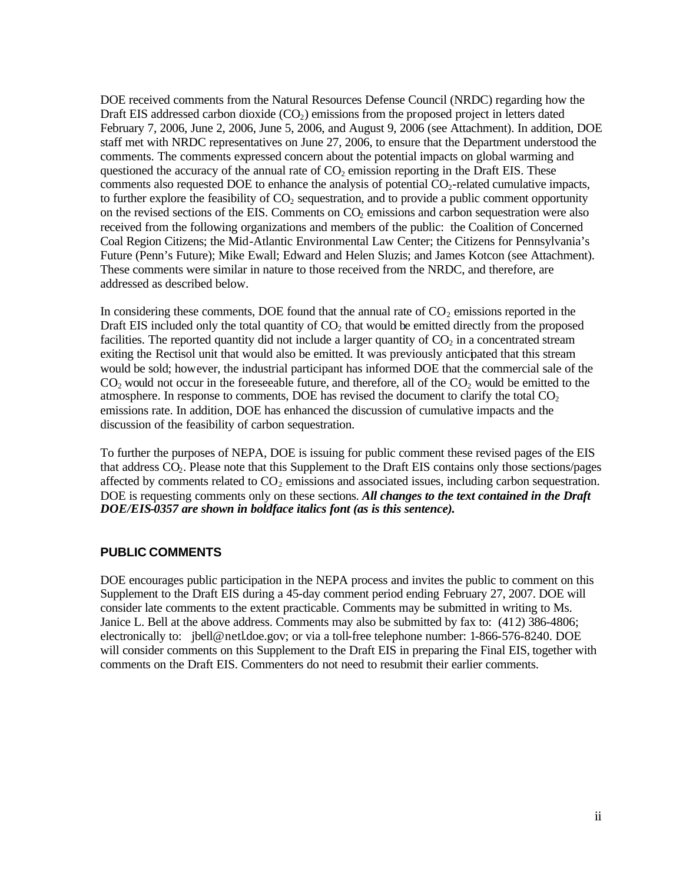DOE received comments from the Natural Resources Defense Council (NRDC) regarding how the Draft EIS addressed carbon dioxide ($CO_2$) emissions from the proposed project in letters dated February 7, 2006, June 2, 2006, June 5, 2006, and August 9, 2006 (see Attachment). In addition, DOE staff met with NRDC representatives on June 27, 2006, to ensure that the Department understood the comments. The comments expressed concern about the potential impacts on global warming and questioned the accuracy of the annual rate of $CO_2$ emission reporting in the Draft EIS. These comments also requested DOE to enhance the analysis of potential $CO_2$-related cumulative impacts, to further explore the feasibility of $CO_2$ sequestration, and to provide a public comment opportunity on the revised sections of the EIS. Comments on $CO_2$ emissions and carbon sequestration were also received from the following organizations and members of the public: the Coalition of Concerned Coal Region Citizens; the Mid-Atlantic Environmental Law Center; the Citizens for Pennsylvania's Future (Penn's Future); Mike Ewall; Edward and Helen Sluzis; and James Kotcon (see Attachment). These comments were similar in nature to those received from the NRDC, and therefore, are addressed as described below.

In considering these comments, DOE found that the annual rate of $CO_2$ emissions reported in the Draft EIS included only the total quantity of $CO_2$ that would be emitted directly from the proposed facilities. The reported quantity did not include a larger quantity of $CO_2$ in a concentrated stream exiting the Rectisol unit that would also be emitted. It was previously anticipated that this stream would be sold; however, the industrial participant has informed DOE that the commercial sale of the $CO_2$ would not occur in the foreseeable future, and therefore, all of the $CO_2$ would be emitted to the atmosphere. In response to comments, DOE has revised the document to clarify the total $CO_2$ emissions rate. In addition, DOE has enhanced the discussion of cumulative impacts and the discussion of the feasibility of carbon sequestration.

To further the purposes of NEPA, DOE is issuing for public comment these revised pages of the EIS that address $CO_2$. Please note that this Supplement to the Draft EIS contains only those sections/pages affected by comments related to $CO_2$ emissions and associated issues, including carbon sequestration. DOE is requesting comments only on these sections. ***All changes to the text contained in the Draft DOE/EIS-0357 are shown in boldface italics font (as is this sentence).***

## PUBLIC COMMENTS

DOE encourages public participation in the NEPA process and invites the public to comment on this Supplement to the Draft EIS during a 45-day comment period ending February 27, 2007. DOE will consider late comments to the extent practicable. Comments may be submitted in writing to Ms. Janice L. Bell at the above address. Comments may also be submitted by fax to: (412) 386-4806; electronically to: jbell@netl.doe.gov; or via a toll-free telephone number: 1-866-576-8240. DOE will consider comments on this Supplement to the Draft EIS in preparing the Final EIS, together with comments on the Draft EIS. Commenters do not need to resubmit their earlier comments.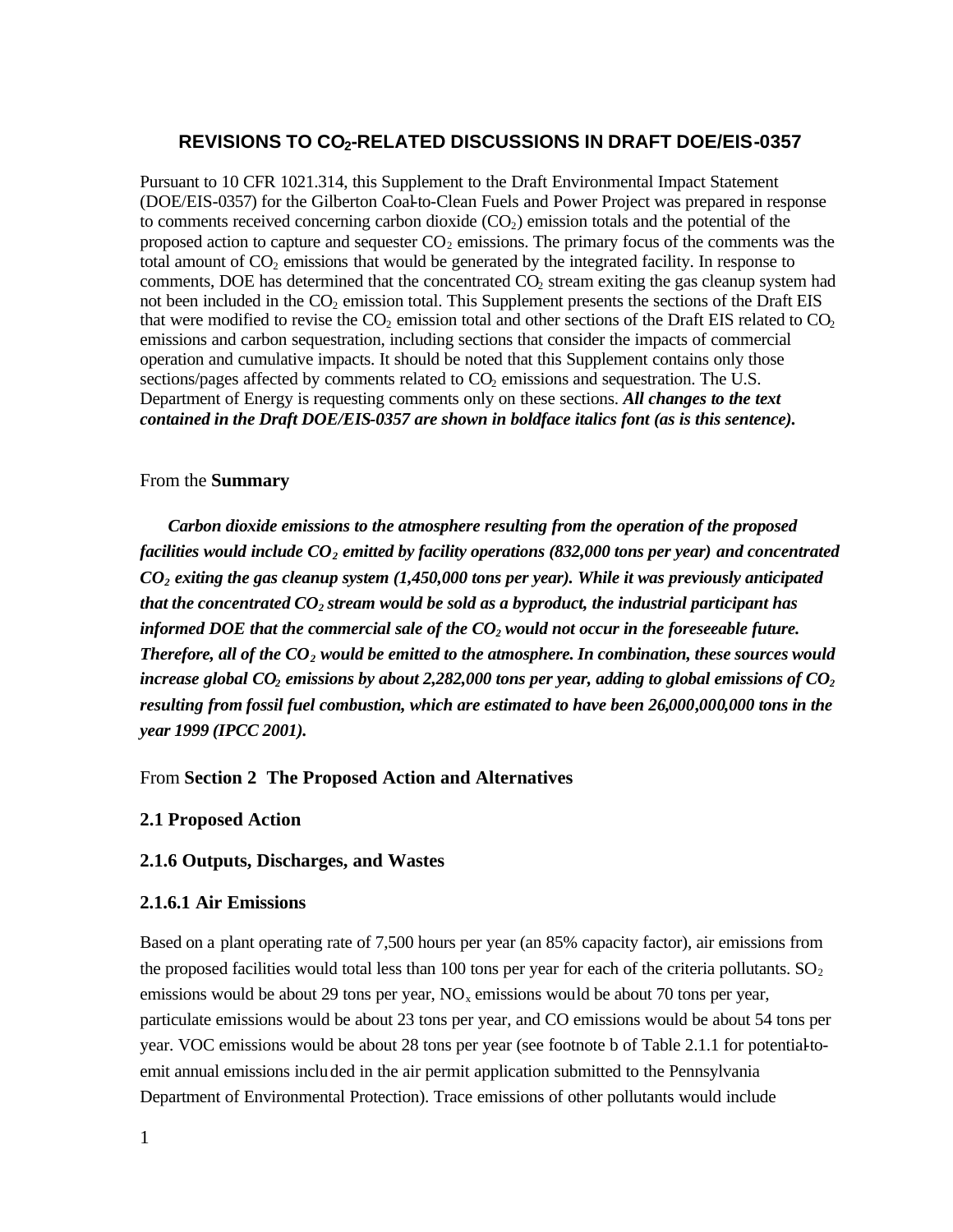## REVISIONS TO $CO_2$-RELATED DISCUSSIONS IN DRAFT DOE/EIS-0357

Pursuant to 10 CFR 1021.314, this Supplement to the Draft Environmental Impact Statement (DOE/EIS-0357) for the Gilberton Coal-to-Clean Fuels and Power Project was prepared in response to comments received concerning carbon dioxide ($CO_2$) emission totals and the potential of the proposed action to capture and sequester $CO_2$ emissions. The primary focus of the comments was the total amount of $CO_2$ emissions that would be generated by the integrated facility. In response to comments, DOE has determined that the concentrated $CO_2$ stream exiting the gas cleanup system had not been included in the $CO_2$ emission total. This Supplement presents the sections of the Draft EIS that were modified to revise the $CO_2$ emission total and other sections of the Draft EIS related to $CO_2$ emissions and carbon sequestration, including sections that consider the impacts of commercial operation and cumulative impacts. It should be noted that this Supplement contains only those sections/pages affected by comments related to $CO_2$ emissions and sequestration. The U.S. Department of Energy is requesting comments only on these sections. ***All changes to the text contained in the Draft DOE/EIS-0357 are shown in boldface italics font (as is this sentence).***

From the **Summary**

***Carbon dioxide emissions to the atmosphere resulting from the operation of the proposed facilities would include $CO_2$ emitted by facility operations (832,000 tons per year) and concentrated $CO_2$ exiting the gas cleanup system (1,450,000 tons per year). While it was previously anticipated that the concentrated $CO_2$ stream would be sold as a byproduct, the industrial participant has informed DOE that the commercial sale of the $CO_2$ would not occur in the foreseeable future. Therefore, all of the $CO_2$ would be emitted to the atmosphere. In combination, these sources would increase global $CO_2$ emissions by about 2,282,000 tons per year, adding to global emissions of $CO_2$ resulting from fossil fuel combustion, which are estimated to have been 26,000,000,000 tons in the year 1999 (IPCC 2001).***

From **Section 2 The Proposed Action and Alternatives**

### 2.1 Proposed Action

### 2.1.6 Outputs, Discharges, and Wastes

#### 2.1.6.1 Air Emissions

Based on a plant operating rate of 7,500 hours per year (an 85% capacity factor), air emissions from the proposed facilities would total less than 100 tons per year for each of the criteria pollutants. $SO_2$ emissions would be about 29 tons per year, $NO_x$ emissions would be about 70 tons per year, particulate emissions would be about 23 tons per year, and CO emissions would be about 54 tons per year. VOC emissions would be about 28 tons per year (see footnote b of Table 2.1.1 for potential-to-emit annual emissions included in the air permit application submitted to the Pennsylvania Department of Environmental Protection). Trace emissions of other pollutants would include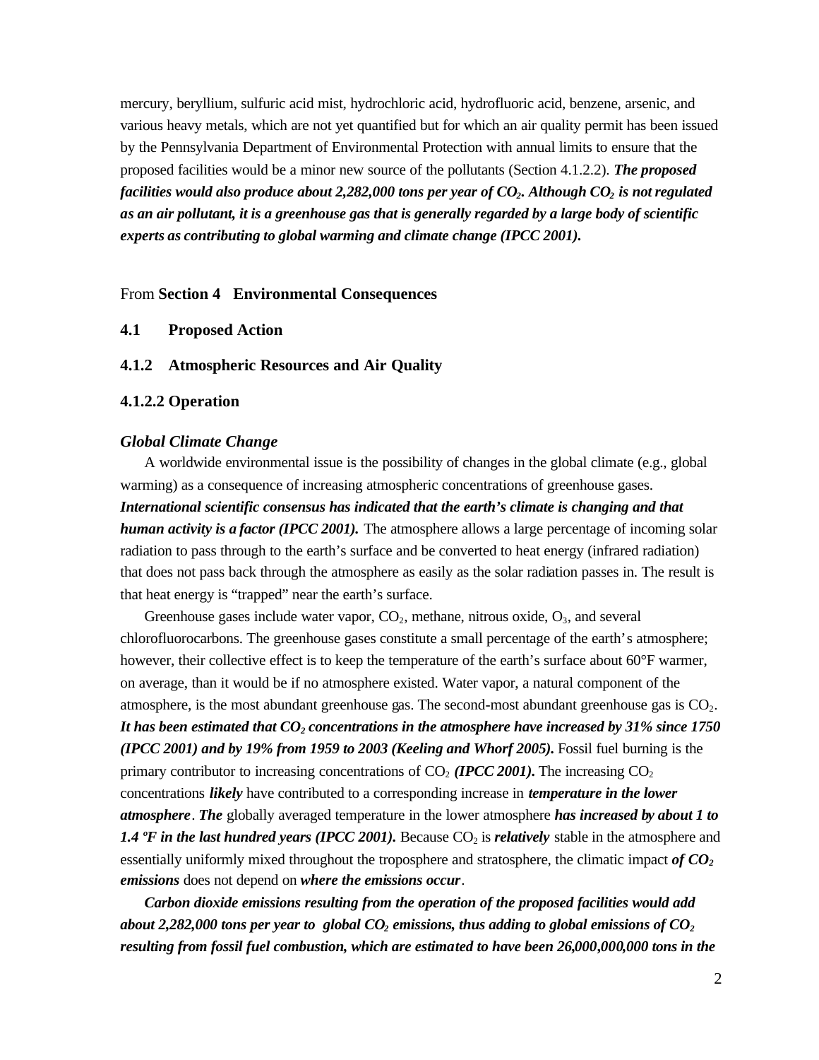mercury, beryllium, sulfuric acid mist, hydrochloric acid, hydrofluoric acid, benzene, arsenic, and various heavy metals, which are not yet quantified but for which an air quality permit has been issued by the Pennsylvania Department of Environmental Protection with annual limits to ensure that the proposed facilities would be a minor new source of the pollutants (Section 4.1.2.2). ***The proposed facilities would also produce about 2,282,000 tons per year of $CO_2$. Although $CO_2$ is not regulated as an air pollutant, it is a greenhouse gas that is generally regarded by a large body of scientific experts as contributing to global warming and climate change (IPCC 2001).***

From **Section 4 Environmental Consequences**

**4.1 Proposed Action**

**4.1.2 Atmospheric Resources and Air Quality**

**4.1.2.2 Operation**

***Global Climate Change***

A worldwide environmental issue is the possibility of changes in the global climate (e.g., global warming) as a consequence of increasing atmospheric concentrations of greenhouse gases. ***International scientific consensus has indicated that the earth's climate is changing and that human activity is a factor (IPCC 2001).*** The atmosphere allows a large percentage of incoming solar radiation to pass through to the earth's surface and be converted to heat energy (infrared radiation) that does not pass back through the atmosphere as easily as the solar radiation passes in. The result is that heat energy is "trapped" near the earth's surface.

Greenhouse gases include water vapor, $CO_2$, methane, nitrous oxide, $O_3$, and several chlorofluorocarbons. The greenhouse gases constitute a small percentage of the earth's atmosphere; however, their collective effect is to keep the temperature of the earth's surface about 60°F warmer, on average, than it would be if no atmosphere existed. Water vapor, a natural component of the atmosphere, is the most abundant greenhouse gas. The second-most abundant greenhouse gas is $CO_2$. ***It has been estimated that $CO_2$ concentrations in the atmosphere have increased by 31% since 1750 (IPCC 2001) and by 19% from 1959 to 2003 (Keeling and Whorf 2005).*** Fossil fuel burning is the primary contributor to increasing concentrations of $CO_2$ ***(IPCC 2001).*** The increasing $CO_2$ concentrations ***likely*** have contributed to a corresponding increase in ***temperature in the lower atmosphere***. ***The*** globally averaged temperature in the lower atmosphere ***has increased by about 1 to 1.4 ºF in the last hundred years (IPCC 2001).*** Because $CO_2$ is ***relatively*** stable in the atmosphere and essentially uniformly mixed throughout the troposphere and stratosphere, the climatic impact ***of $CO_2$ emissions*** does not depend on ***where the emissions occur***.

***Carbon dioxide emissions resulting from the operation of the proposed facilities would add about 2,282,000 tons per year to global $CO_2$ emissions, thus adding to global emissions of $CO_2$ resulting from fossil fuel combustion, which are estimated to have been 26,000,000,000 tons in the***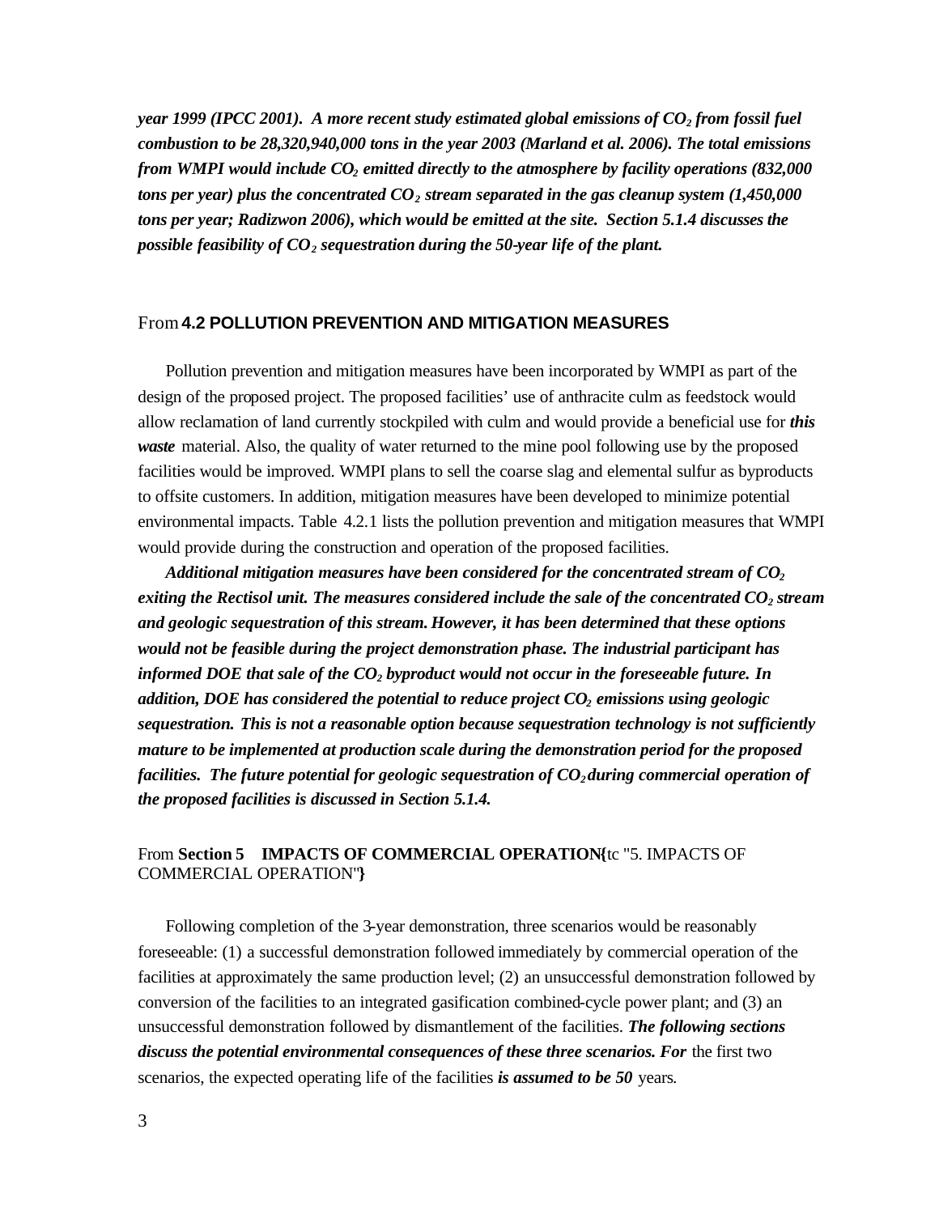***year 1999 (IPCC 2001). A more recent study estimated global emissions of $CO_2$ from fossil fuel combustion to be 28,320,940,000 tons in the year 2003 (Marland et al. 2006). The total emissions from WMPI would include $CO_2$ emitted directly to the atmosphere by facility operations (832,000 tons per year) plus the concentrated $CO_2$ stream separated in the gas cleanup system (1,450,000 tons per year; Radizwon 2006), which would be emitted at the site. Section 5.1.4 discusses the possible feasibility of $CO_2$ sequestration during the 50-year life of the plant.***

From **4.2 POLLUTION PREVENTION AND MITIGATION MEASURES**

Pollution prevention and mitigation measures have been incorporated by WMPI as part of the design of the proposed project. The proposed facilities' use of anthracite culm as feedstock would allow reclamation of land currently stockpiled with culm and would provide a beneficial use for ***this waste*** material. Also, the quality of water returned to the mine pool following use by the proposed facilities would be improved. WMPI plans to sell the coarse slag and elemental sulfur as byproducts to offsite customers. In addition, mitigation measures have been developed to minimize potential environmental impacts. Table 4.2.1 lists the pollution prevention and mitigation measures that WMPI would provide during the construction and operation of the proposed facilities.

***Additional mitigation measures have been considered for the concentrated stream of $CO_2$ exiting the Rectisol unit. The measures considered include the sale of the concentrated $CO_2$ stream and geologic sequestration of this stream. However, it has been determined that these options would not be feasible during the project demonstration phase. The industrial participant has informed DOE that sale of the $CO_2$ byproduct would not occur in the foreseeable future. In addition, DOE has considered the potential to reduce project $CO_2$ emissions using geologic sequestration. This is not a reasonable option because sequestration technology is not sufficiently mature to be implemented at production scale during the demonstration period for the proposed facilities. The future potential for geologic sequestration of $CO_2$ during commercial operation of the proposed facilities is discussed in Section 5.1.4.***

From **Section 5 IMPACTS OF COMMERCIAL OPERATION{**tc "5. IMPACTS OF COMMERCIAL OPERATION"**}**

Following completion of the 3-year demonstration, three scenarios would be reasonably foreseeable: (1) a successful demonstration followed immediately by commercial operation of the facilities at approximately the same production level; (2) an unsuccessful demonstration followed by conversion of the facilities to an integrated gasification combined-cycle power plant; and (3) an unsuccessful demonstration followed by dismantlement of the facilities. ***The following sections discuss the potential environmental consequences of these three scenarios. For*** the first two scenarios, the expected operating life of the facilities ***is assumed to be 50*** years.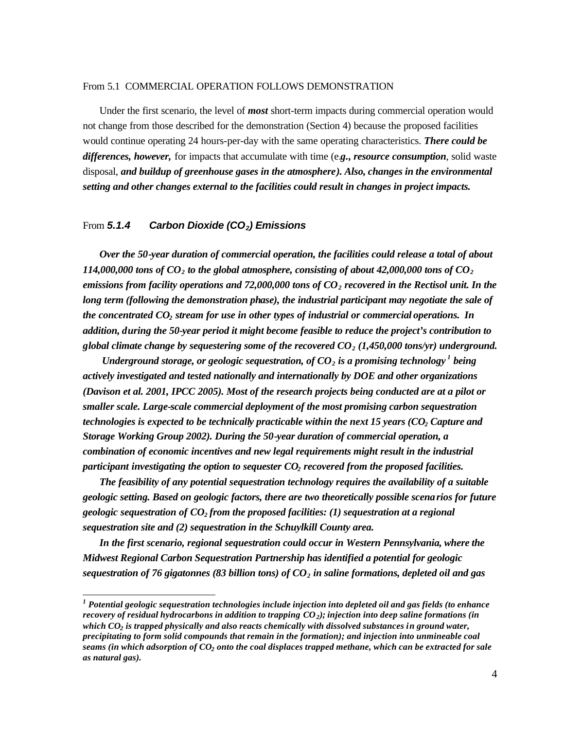From 5.1 COMMERCIAL OPERATION FOLLOWS DEMONSTRATION

Under the first scenario, the level of ***most*** short-term impacts during commercial operation would not change from those described for the demonstration (Section 4) because the proposed facilities would continue operating 24 hours-per-day with the same operating characteristics. ***There could be differences, however,*** for impacts that accumulate with time (e.***g., resource consumption***, solid waste disposal, ***and buildup of greenhouse gases in the atmosphere). Also, changes in the environmental setting and other changes external to the facilities could result in changes in project impacts.***

From ***5.1.4 Carbon Dioxide ($CO_2$) Emissions***

***Over the 50-year duration of commercial operation, the facilities could release a total of about 114,000,000 tons of $CO_2$ to the global atmosphere, consisting of about 42,000,000 tons of $CO_2$ emissions from facility operations and 72,000,000 tons of $CO_2$ recovered in the Rectisol unit. In the long term (following the demonstration phase), the industrial participant may negotiate the sale of the concentrated $CO_2$ stream for use in other types of industrial or commercial operations. In addition, during the 50-year period it might become feasible to reduce the project's contribution to global climate change by sequestering some of the recovered $CO_2$ (1,450,000 tons/yr) underground.***

***Underground storage, or geologic sequestration, of $CO_2$ is a promising technology[1] being actively investigated and tested nationally and internationally by DOE and other organizations (Davison et al. 2001, IPCC 2005). Most of the research projects being conducted are at a pilot or smaller scale. Large-scale commercial deployment of the most promising carbon sequestration technologies is expected to be technically practicable within the next 15 years ($CO_2$ Capture and Storage Working Group 2002). During the 50-year duration of commercial operation, a combination of economic incentives and new legal requirements might result in the industrial participant investigating the option to sequester $CO_2$ recovered from the proposed facilities.***

***The feasibility of any potential sequestration technology requires the availability of a suitable geologic setting. Based on geologic factors, there are two theoretically possible scenarios for future geologic sequestration of $CO_2$ from the proposed facilities: (1) sequestration at a regional sequestration site and (2) sequestration in the Schuylkill County area.***

***In the first scenario, regional sequestration could occur in Western Pennsylvania, where the Midwest Regional Carbon Sequestration Partnership has identified a potential for geologic sequestration of 76 gigatonnes (83 billion tons) of $CO_2$ in saline formations, depleted oil and gas***

---

***[1] Potential geologic sequestration technologies include injection into depleted oil and gas fields (to enhance recovery of residual hydrocarbons in addition to trapping $CO_2$); injection into deep saline formations (in which $CO_2$ is trapped physically and also reacts chemically with dissolved substances in ground water, precipitating to form solid compounds that remain in the formation); and injection into unmineable coal seams (in which adsorption of $CO_2$ onto the coal displaces trapped methane, which can be extracted for sale as natural gas).***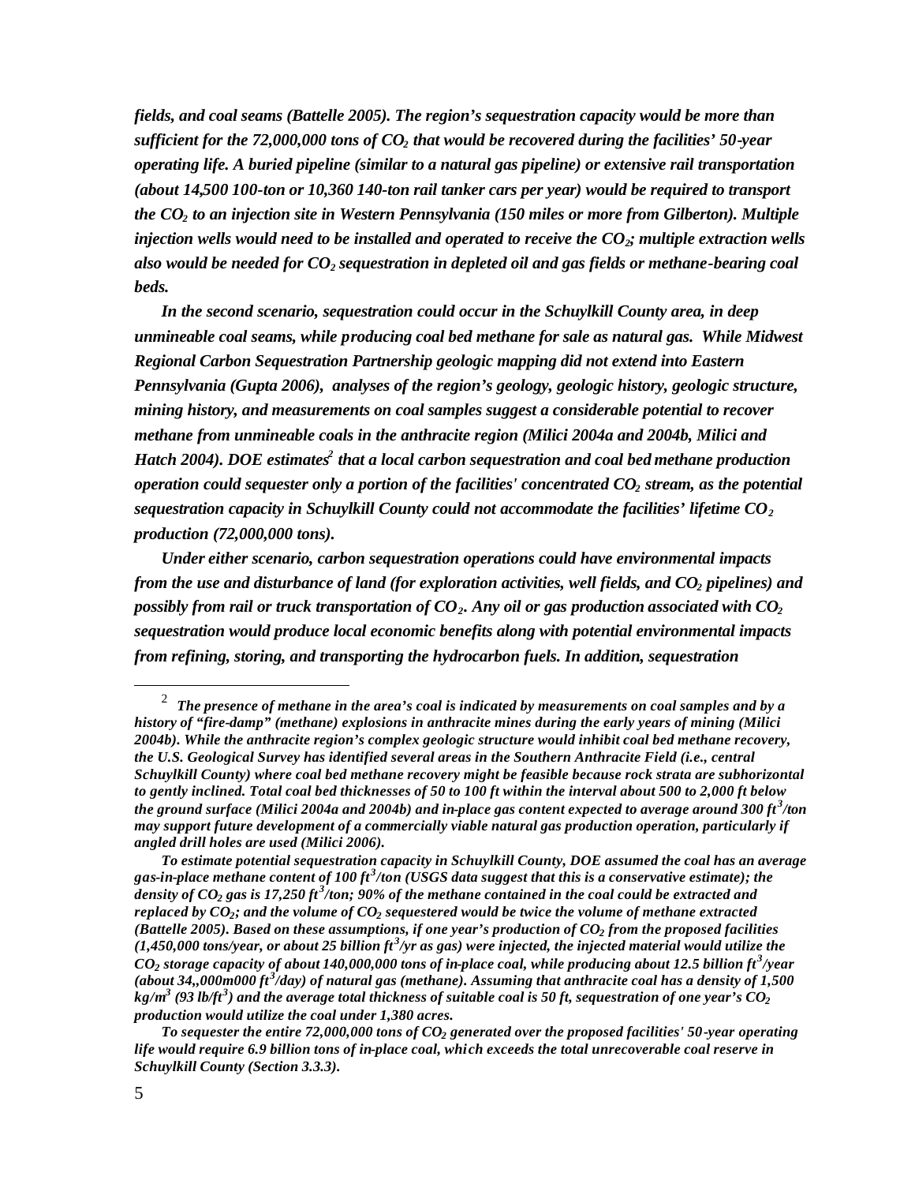*fields, and coal seams (Battelle 2005). The region's sequestration capacity would be more than sufficient for the 72,000,000 tons of $CO_2$ that would be recovered during the facilities' 50-year operating life. A buried pipeline (similar to a natural gas pipeline) or extensive rail transportation (about 14,500 100-ton or 10,360 140-ton rail tanker cars per year) would be required to transport the $CO_2$ to an injection site in Western Pennsylvania (150 miles or more from Gilberton). Multiple injection wells would need to be installed and operated to receive the $CO_2$; multiple extraction wells also would be needed for $CO_2$ sequestration in depleted oil and gas fields or methane-bearing coal beds.*

*In the second scenario, sequestration could occur in the Schuylkill County area, in deep unmineable coal seams, while producing coal bed methane for sale as natural gas. While Midwest Regional Carbon Sequestration Partnership geologic mapping did not extend into Eastern Pennsylvania (Gupta 2006), analyses of the region's geology, geologic history, geologic structure, mining history, and measurements on coal samples suggest a considerable potential to recover methane from unmineable coals in the anthracite region (Milici 2004a and 2004b, Milici and Hatch 2004). DOE estimates[2] that a local carbon sequestration and coal bed methane production operation could sequester only a portion of the facilities' concentrated $CO_2$ stream, as the potential sequestration capacity in Schuylkill County could not accommodate the facilities' lifetime $CO_2$ production (72,000,000 tons).*

*Under either scenario, carbon sequestration operations could have environmental impacts from the use and disturbance of land (for exploration activities, well fields, and $CO_2$ pipelines) and possibly from rail or truck transportation of $CO_2$. Any oil or gas production associated with $CO_2$ sequestration would produce local economic benefits along with potential environmental impacts from refining, storing, and transporting the hydrocarbon fuels. In addition, sequestration*

---

[2] ***The presence of methane in the area's coal is indicated by measurements on coal samples and by a history of "fire-damp" (methane) explosions in anthracite mines during the early years of mining (Milici 2004b). While the anthracite region's complex geologic structure would inhibit coal bed methane recovery, the U.S. Geological Survey has identified several areas in the Southern Anthracite Field (i.e., central Schuylkill County) where coal bed methane recovery might be feasible because rock strata are subhorizontal to gently inclined. Total coal bed thicknesses of 50 to 100 ft within the interval about 500 to 2,000 ft below the ground surface (Milici 2004a and 2004b) and in-place gas content expected to average around 300 $ft^3$/ton may support future development of a commercially viable natural gas production operation, particularly if angled drill holes are used (Milici 2006).***

***To estimate potential sequestration capacity in Schuylkill County, DOE assumed the coal has an average gas-in-place methane content of 100 $ft^3$/ton (USGS data suggest that this is a conservative estimate); the density of $CO_2$ gas is 17,250 $ft^3$/ton; 90% of the methane contained in the coal could be extracted and replaced by $CO_2$; and the volume of $CO_2$ sequestered would be twice the volume of methane extracted (Battelle 2005). Based on these assumptions, if one year's production of $CO_2$ from the proposed facilities (1,450,000 tons/year, or about 25 billion $ft^3$/yr as gas) were injected, the injected material would utilize the $CO_2$ storage capacity of about 140,000,000 tons of in-place coal, while producing about 12.5 billion $ft^3$/year (about 34,,000m000 $ft^3$/day) of natural gas (methane). Assuming that anthracite coal has a density of 1,500 $kg/m^3$ (93 $lb/ft^3$) and the average total thickness of suitable coal is 50 ft, sequestration of one year's $CO_2$ production would utilize the coal under 1,380 acres.***

***To sequester the entire 72,000,000 tons of $CO_2$ generated over the proposed facilities' 50-year operating life would require 6.9 billion tons of in-place coal, which exceeds the total unrecoverable coal reserve in Schuylkill County (Section 3.3.3).***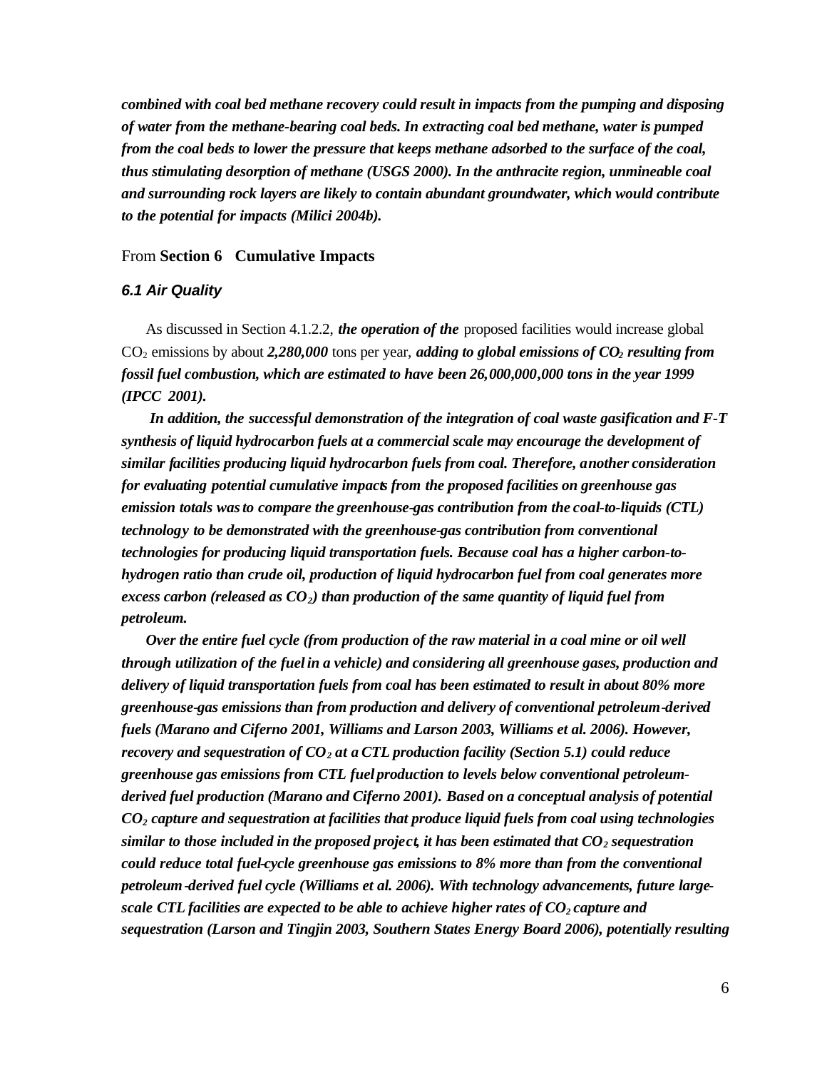***combined with coal bed methane recovery could result in impacts from the pumping and disposing of water from the methane-bearing coal beds. In extracting coal bed methane, water is pumped from the coal beds to lower the pressure that keeps methane adsorbed to the surface of the coal, thus stimulating desorption of methane (USGS 2000). In the anthracite region, unmineable coal and surrounding rock layers are likely to contain abundant groundwater, which would contribute to the potential for impacts (Milici 2004b).***

From **Section 6 Cumulative Impacts**

### *6.1 Air Quality*

As discussed in Section 4.1.2.2, ***the operation of the*** proposed facilities would increase global $CO_2$ emissions by about ***2,280,000*** tons per year, ***adding to global emissions of $CO_2$ resulting from fossil fuel combustion, which are estimated to have been 26,000,000,000 tons in the year 1999 (IPCC 2001).***

***In addition, the successful demonstration of the integration of coal waste gasification and F-T synthesis of liquid hydrocarbon fuels at a commercial scale may encourage the development of similar facilities producing liquid hydrocarbon fuels from coal. Therefore, another consideration for evaluating potential cumulative impacts from the proposed facilities on greenhouse gas emission totals was to compare the greenhouse-gas contribution from the coal-to-liquids (CTL) technology to be demonstrated with the greenhouse-gas contribution from conventional technologies for producing liquid transportation fuels. Because coal has a higher carbon-to-hydrogen ratio than crude oil, production of liquid hydrocarbon fuel from coal generates more excess carbon (released as $CO_2$) than production of the same quantity of liquid fuel from petroleum.***

***Over the entire fuel cycle (from production of the raw material in a coal mine or oil well through utilization of the fuel in a vehicle) and considering all greenhouse gases, production and delivery of liquid transportation fuels from coal has been estimated to result in about 80% more greenhouse-gas emissions than from production and delivery of conventional petroleum-derived fuels (Marano and Ciferno 2001, Williams and Larson 2003, Williams et al. 2006). However, recovery and sequestration of $CO_2$ at a CTL production facility (Section 5.1) could reduce greenhouse gas emissions from CTL fuel production to levels below conventional petroleum-derived fuel production (Marano and Ciferno 2001). Based on a conceptual analysis of potential $CO_2$ capture and sequestration at facilities that produce liquid fuels from coal using technologies similar to those included in the proposed project, it has been estimated that $CO_2$ sequestration could reduce total fuel-cycle greenhouse gas emissions to 8% more than from the conventional petroleum-derived fuel cycle (Williams et al. 2006). With technology advancements, future large-scale CTL facilities are expected to be able to achieve higher rates of $CO_2$ capture and sequestration (Larson and Tingjin 2003, Southern States Energy Board 2006), potentially resulting***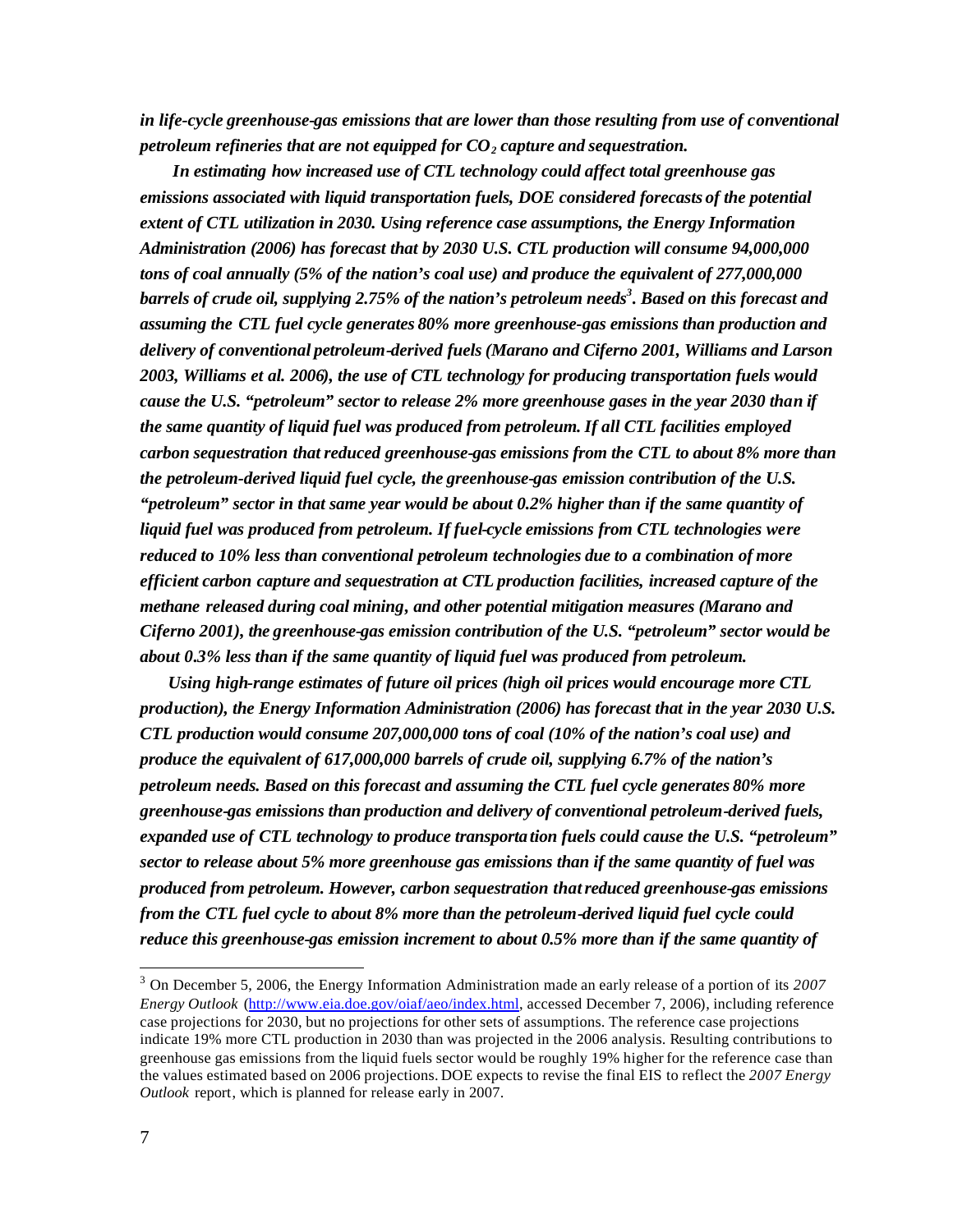*in life-cycle greenhouse-gas emissions that are lower than those resulting from use of conventional petroleum refineries that are not equipped for $CO_2$ capture and sequestration.*

*In estimating how increased use of CTL technology could affect total greenhouse gas emissions associated with liquid transportation fuels, DOE considered forecasts of the potential extent of CTL utilization in 2030. Using reference case assumptions, the Energy Information Administration (2006) has forecast that by 2030 U.S. CTL production will consume 94,000,000 tons of coal annually (5% of the nation's coal use) and produce the equivalent of 277,000,000 barrels of crude oil, supplying 2.75% of the nation's petroleum needs[3]. Based on this forecast and assuming the CTL fuel cycle generates 80% more greenhouse-gas emissions than production and delivery of conventional petroleum-derived fuels (Marano and Ciferno 2001, Williams and Larson 2003, Williams et al. 2006), the use of CTL technology for producing transportation fuels would cause the U.S. "petroleum" sector to release 2% more greenhouse gases in the year 2030 than if the same quantity of liquid fuel was produced from petroleum. If all CTL facilities employed carbon sequestration that reduced greenhouse-gas emissions from the CTL to about 8% more than the petroleum-derived liquid fuel cycle, the greenhouse-gas emission contribution of the U.S. "petroleum" sector in that same year would be about 0.2% higher than if the same quantity of liquid fuel was produced from petroleum. If fuel-cycle emissions from CTL technologies were reduced to 10% less than conventional petroleum technologies due to a combination of more efficient carbon capture and sequestration at CTL production facilities, increased capture of the methane released during coal mining, and other potential mitigation measures (Marano and Ciferno 2001), the greenhouse-gas emission contribution of the U.S. "petroleum" sector would be about 0.3% less than if the same quantity of liquid fuel was produced from petroleum.*

*Using high-range estimates of future oil prices (high oil prices would encourage more CTL production), the Energy Information Administration (2006) has forecast that in the year 2030 U.S. CTL production would consume 207,000,000 tons of coal (10% of the nation's coal use) and produce the equivalent of 617,000,000 barrels of crude oil, supplying 6.7% of the nation's petroleum needs. Based on this forecast and assuming the CTL fuel cycle generates 80% more greenhouse-gas emissions than production and delivery of conventional petroleum-derived fuels, expanded use of CTL technology to produce transportation fuels could cause the U.S. "petroleum" sector to release about 5% more greenhouse gas emissions than if the same quantity of fuel was produced from petroleum. However, carbon sequestration that reduced greenhouse-gas emissions from the CTL fuel cycle to about 8% more than the petroleum-derived liquid fuel cycle could reduce this greenhouse-gas emission increment to about 0.5% more than if the same quantity of*

---

[3] On December 5, 2006, the Energy Information Administration made an early release of a portion of its *2007 Energy Outlook* (http://www.eia.doe.gov/oiaf/aeo/index.html, accessed December 7, 2006), including reference case projections for 2030, but no projections for other sets of assumptions. The reference case projections indicate 19% more CTL production in 2030 than was projected in the 2006 analysis. Resulting contributions to greenhouse gas emissions from the liquid fuels sector would be roughly 19% higher for the reference case than the values estimated based on 2006 projections. DOE expects to revise the final EIS to reflect the *2007 Energy Outlook* report, which is planned for release early in 2007.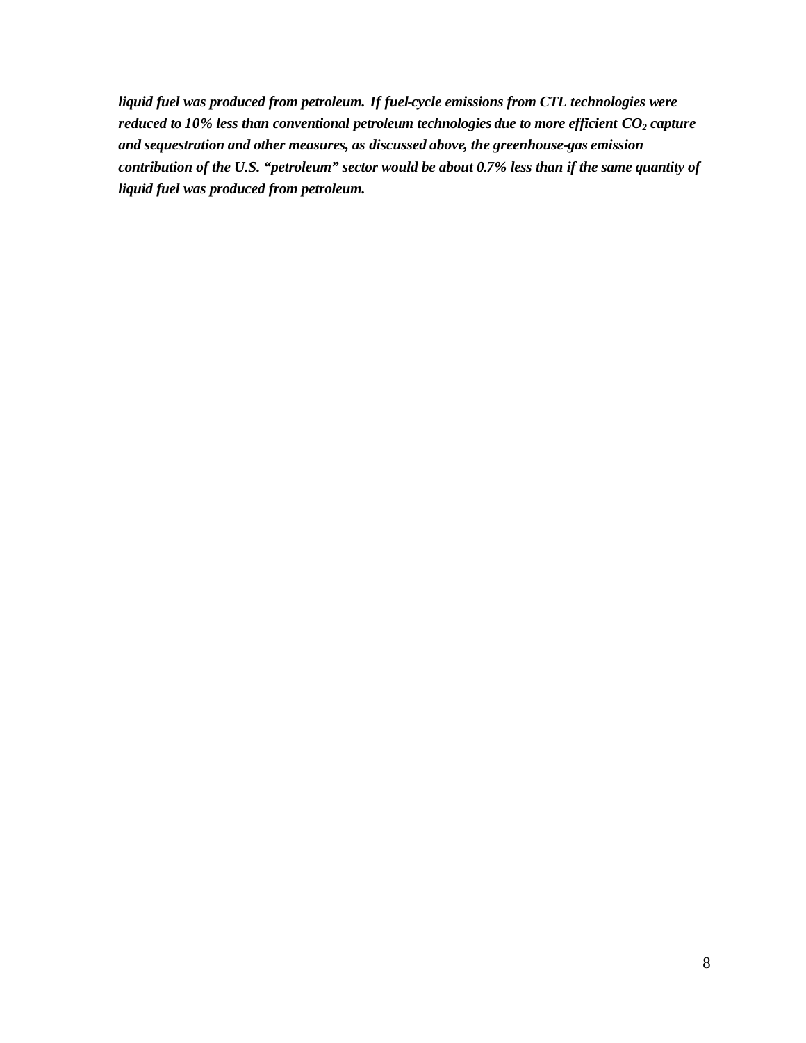***liquid fuel was produced from petroleum. If fuel-cycle emissions from CTL technologies were reduced to 10% less than conventional petroleum technologies due to more efficient $CO_2$ capture and sequestration and other measures, as discussed above, the greenhouse-gas emission contribution of the U.S. "petroleum" sector would be about 0.7% less than if the same quantity of liquid fuel was produced from petroleum.***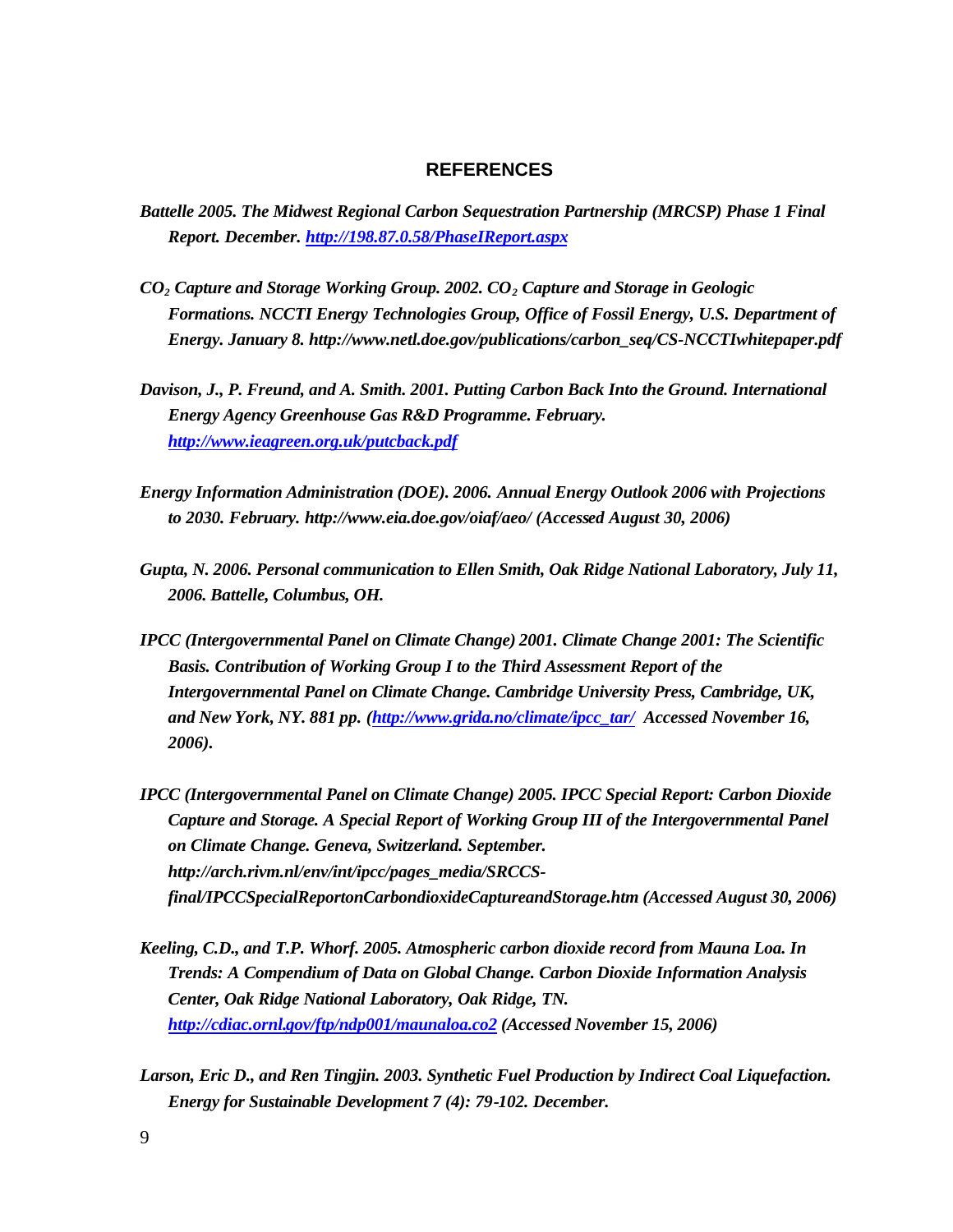## REFERENCES

*Battelle 2005. The Midwest Regional Carbon Sequestration Partnership (MRCSP) Phase 1 Final Report. December. http://198.87.0.58/PhaseIReport.aspx*

*$CO_2$ Capture and Storage Working Group. 2002. $CO_2$ Capture and Storage in Geologic Formations. NCCTI Energy Technologies Group, Office of Fossil Energy, U.S. Department of Energy. January 8. http://www.netl.doe.gov/publications/carbon_seq/CS-NCCTIwhitepaper.pdf*

*Davison, J., P. Freund, and A. Smith. 2001. Putting Carbon Back Into the Ground. International Energy Agency Greenhouse Gas R&D Programme. February. http://www.ieagreen.org.uk/putcback.pdf*

*Energy Information Administration (DOE). 2006. Annual Energy Outlook 2006 with Projections to 2030. February. http://www.eia.doe.gov/oiaf/aeo/ (Accessed August 30, 2006)*

*Gupta, N. 2006. Personal communication to Ellen Smith, Oak Ridge National Laboratory, July 11, 2006. Battelle, Columbus, OH.*

*IPCC (Intergovernmental Panel on Climate Change) 2001. Climate Change 2001: The Scientific Basis. Contribution of Working Group I to the Third Assessment Report of the Intergovernmental Panel on Climate Change. Cambridge University Press, Cambridge, UK, and New York, NY. 881 pp. (http://www.grida.no/climate/ipcc_tar/ Accessed November 16, 2006).*

*IPCC (Intergovernmental Panel on Climate Change) 2005. IPCC Special Report: Carbon Dioxide Capture and Storage. A Special Report of Working Group III of the Intergovernmental Panel on Climate Change. Geneva, Switzerland. September. http://arch.rivm.nl/env/int/ipcc/pages_media/SRCCS-final/IPCCSpecialReportonCarbondioxideCaptureandStorage.htm (Accessed August 30, 2006)*

*Keeling, C.D., and T.P. Whorf. 2005. Atmospheric carbon dioxide record from Mauna Loa. In Trends: A Compendium of Data on Global Change. Carbon Dioxide Information Analysis Center, Oak Ridge National Laboratory, Oak Ridge, TN. http://cdiac.ornl.gov/ftp/ndp001/maunaloa.co2 (Accessed November 15, 2006)*

*Larson, Eric D., and Ren Tingjin. 2003. Synthetic Fuel Production by Indirect Coal Liquefaction. Energy for Sustainable Development 7 (4): 79-102. December.*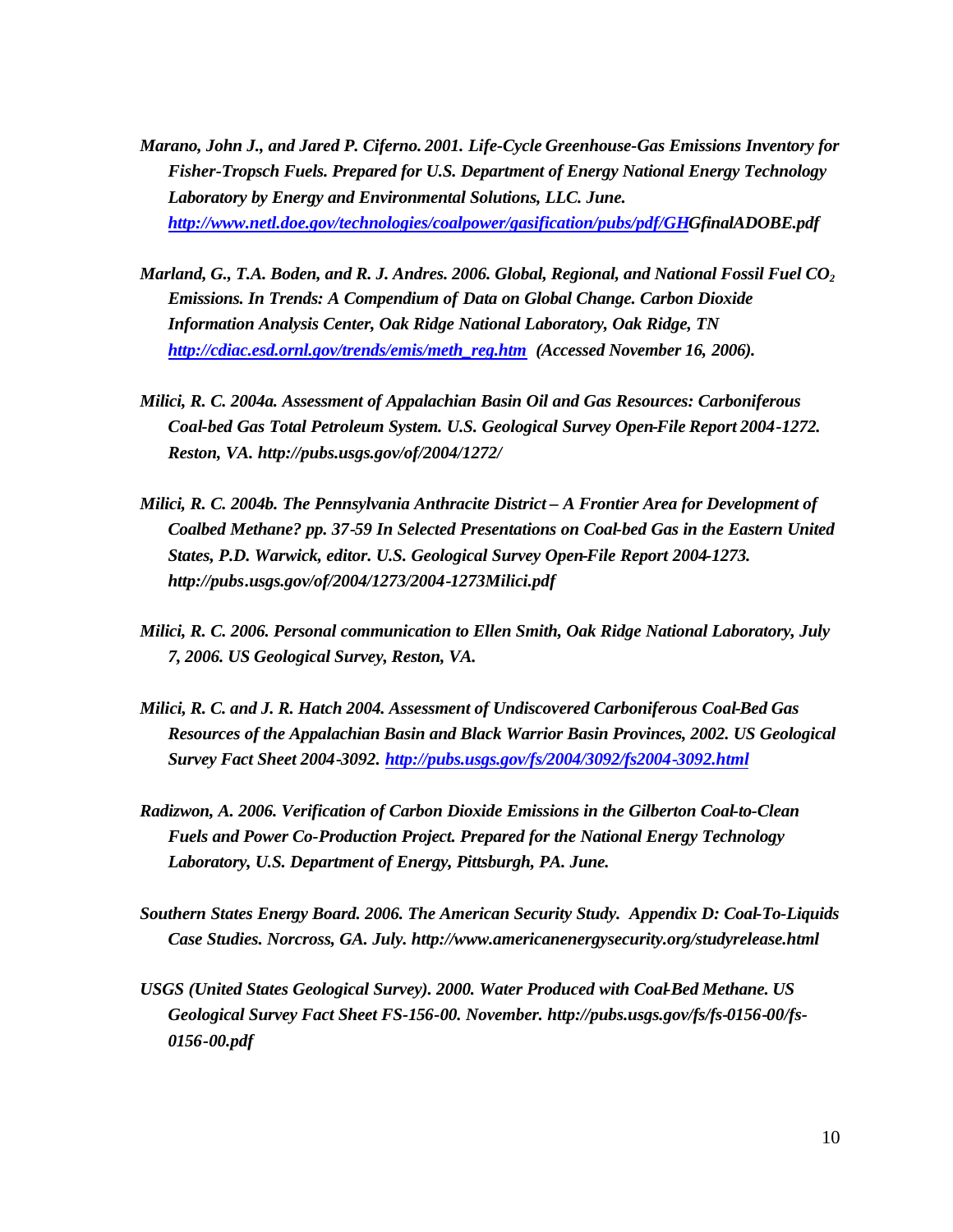*Marano, John J., and Jared P. Ciferno. 2001. Life-Cycle Greenhouse-Gas Emissions Inventory for Fisher-Tropsch Fuels. Prepared for U.S. Department of Energy National Energy Technology Laboratory by Energy and Environmental Solutions, LLC. June. http://www.netl.doe.gov/technologies/coalpower/gasification/pubs/pdf/GHGfinalADOBE.pdf*

*Marland, G., T.A. Boden, and R. J. Andres. 2006. Global, Regional, and National Fossil Fuel $CO_2$ Emissions. In Trends: A Compendium of Data on Global Change. Carbon Dioxide Information Analysis Center, Oak Ridge National Laboratory, Oak Ridge, TN http://cdiac.esd.ornl.gov/trends/emis/meth_reg.htm (Accessed November 16, 2006).*

*Milici, R. C. 2004a. Assessment of Appalachian Basin Oil and Gas Resources: Carboniferous Coal-bed Gas Total Petroleum System. U.S. Geological Survey Open-File Report 2004-1272. Reston, VA. http://pubs.usgs.gov/of/2004/1272/*

*Milici, R. C. 2004b. The Pennsylvania Anthracite District – A Frontier Area for Development of Coalbed Methane? pp. 37-59 In Selected Presentations on Coal-bed Gas in the Eastern United States, P.D. Warwick, editor. U.S. Geological Survey Open-File Report 2004-1273. http://pubs.usgs.gov/of/2004/1273/2004-1273Milici.pdf*

*Milici, R. C. 2006. Personal communication to Ellen Smith, Oak Ridge National Laboratory, July 7, 2006. US Geological Survey, Reston, VA.*

*Milici, R. C. and J. R. Hatch 2004. Assessment of Undiscovered Carboniferous Coal-Bed Gas Resources of the Appalachian Basin and Black Warrior Basin Provinces, 2002. US Geological Survey Fact Sheet 2004-3092. http://pubs.usgs.gov/fs/2004/3092/fs2004-3092.html*

*Radizwon, A. 2006. Verification of Carbon Dioxide Emissions in the Gilberton Coal-to-Clean Fuels and Power Co-Production Project. Prepared for the National Energy Technology Laboratory, U.S. Department of Energy, Pittsburgh, PA. June.*

*Southern States Energy Board. 2006. The American Security Study. Appendix D: Coal-To-Liquids Case Studies. Norcross, GA. July. http://www.americanenergysecurity.org/studyrelease.html*

*USGS (United States Geological Survey). 2000. Water Produced with Coal-Bed Methane. US Geological Survey Fact Sheet FS-156-00. November. http://pubs.usgs.gov/fs/fs-0156-00/fs-0156-00.pdf*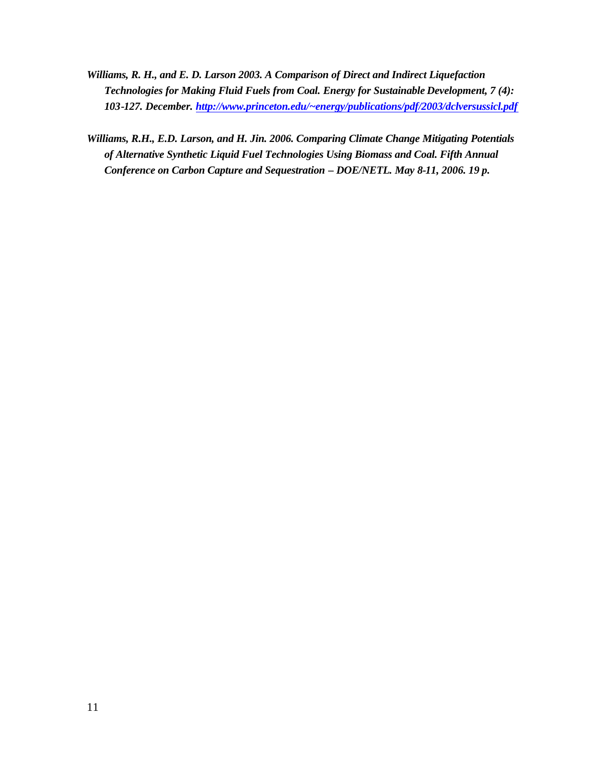*Williams, R. H., and E. D. Larson 2003. A Comparison of Direct and Indirect Liquefaction Technologies for Making Fluid Fuels from Coal. Energy for Sustainable Development, 7 (4): 103-127. December. http://www.princeton.edu/~energy/publications/pdf/2003/dclversussicl.pdf*

*Williams, R.H., E.D. Larson, and H. Jin. 2006. Comparing Climate Change Mitigating Potentials of Alternative Synthetic Liquid Fuel Technologies Using Biomass and Coal. Fifth Annual Conference on Carbon Capture and Sequestration – DOE/NETL. May 8-11, 2006. 19 p.*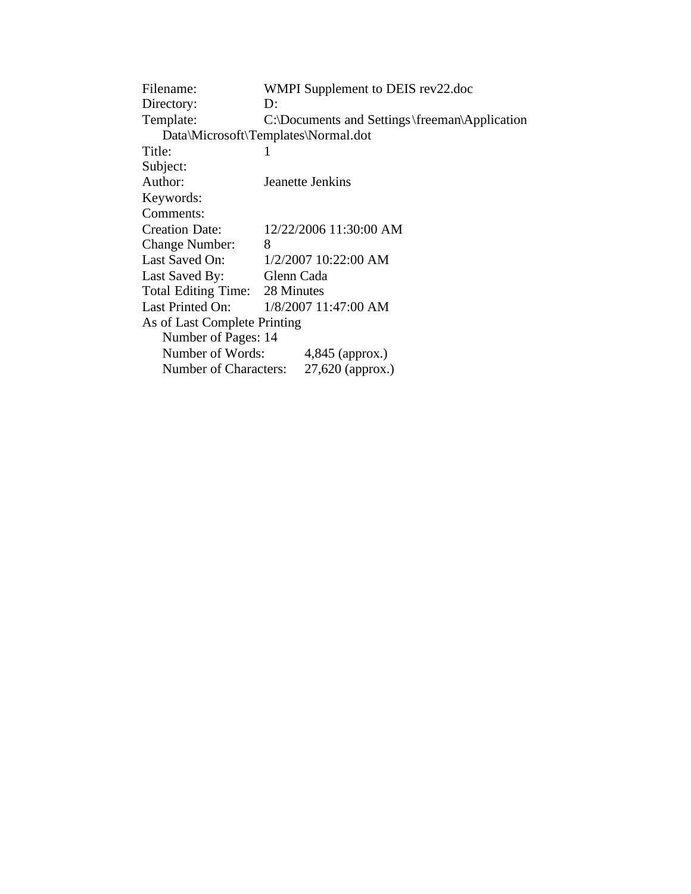Filename: WMPI Supplement to DEIS rev22.doc
Directory: D:
Template: C:\Documents and Settings\freeman\Application Data\Microsoft\Templates\Normal.dot
Title: 1
Subject:
Author: Jeanette Jenkins
Keywords:
Comments:
Creation Date: 12/22/2006 11:30:00 AM
Change Number: 8
Last Saved On: 1/2/2007 10:22:00 AM
Last Saved By: Glenn Cada
Total Editing Time: 28 Minutes
Last Printed On: 1/8/2007 11:47:00 AM
As of Last Complete Printing
Number of Pages: 14
Number of Words: 4,845 (approx.)
Number of Characters: 27,620 (approx.)